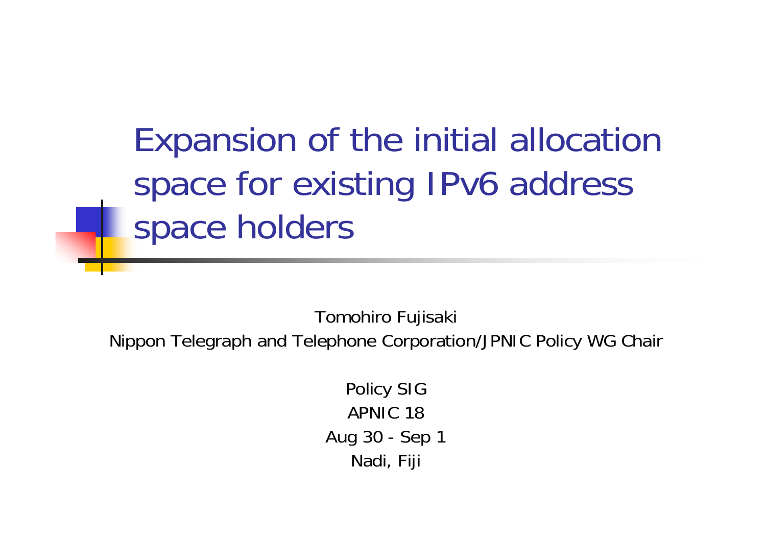# Expansion of the initial allocation space for existing IPv6 address space holders

Tomohiro Fujisaki

Nippon Telegraph and Telephone Corporation/JPNIC Policy WG Chair

Policy SIG

APNIC 18

Aug 30 - Sep 1

Nadi, Fiji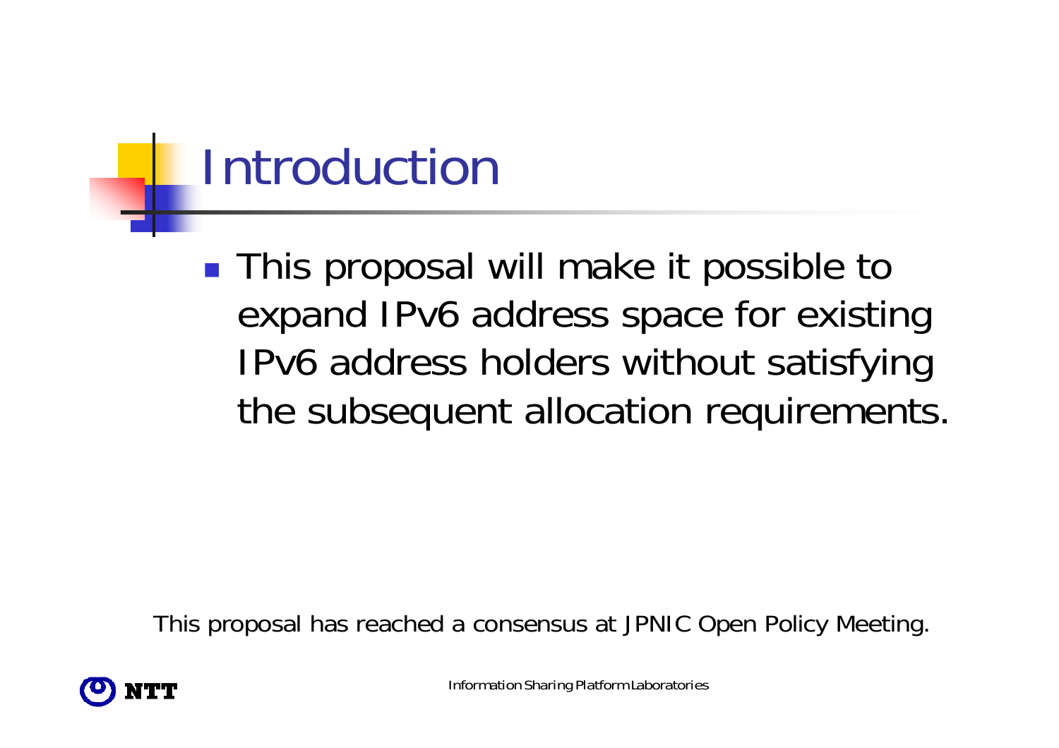# Introduction

- This proposal will make it possible to expand IPv6 address space for existing IPv6 address holders without satisfying the subsequent allocation requirements.

This proposal has reached a consensus at JPNIC Open Policy Meeting.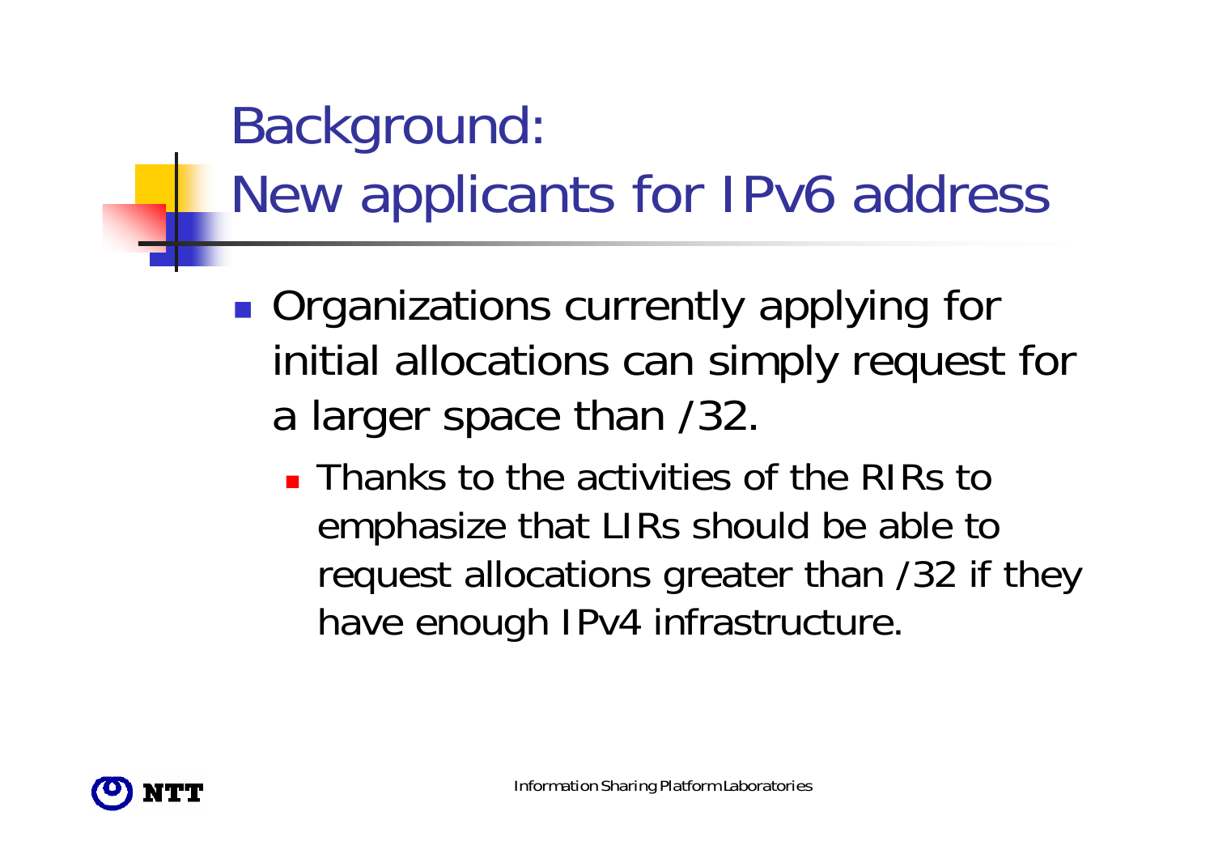# Background: New applicants for IPv6 address

- Organizations currently applying for initial allocations can simply request for a larger space than /32.
  - Thanks to the activities of the RIRs to emphasize that LIRs should be able to request allocations greater than /32 if they have enough IPv4 infrastructure.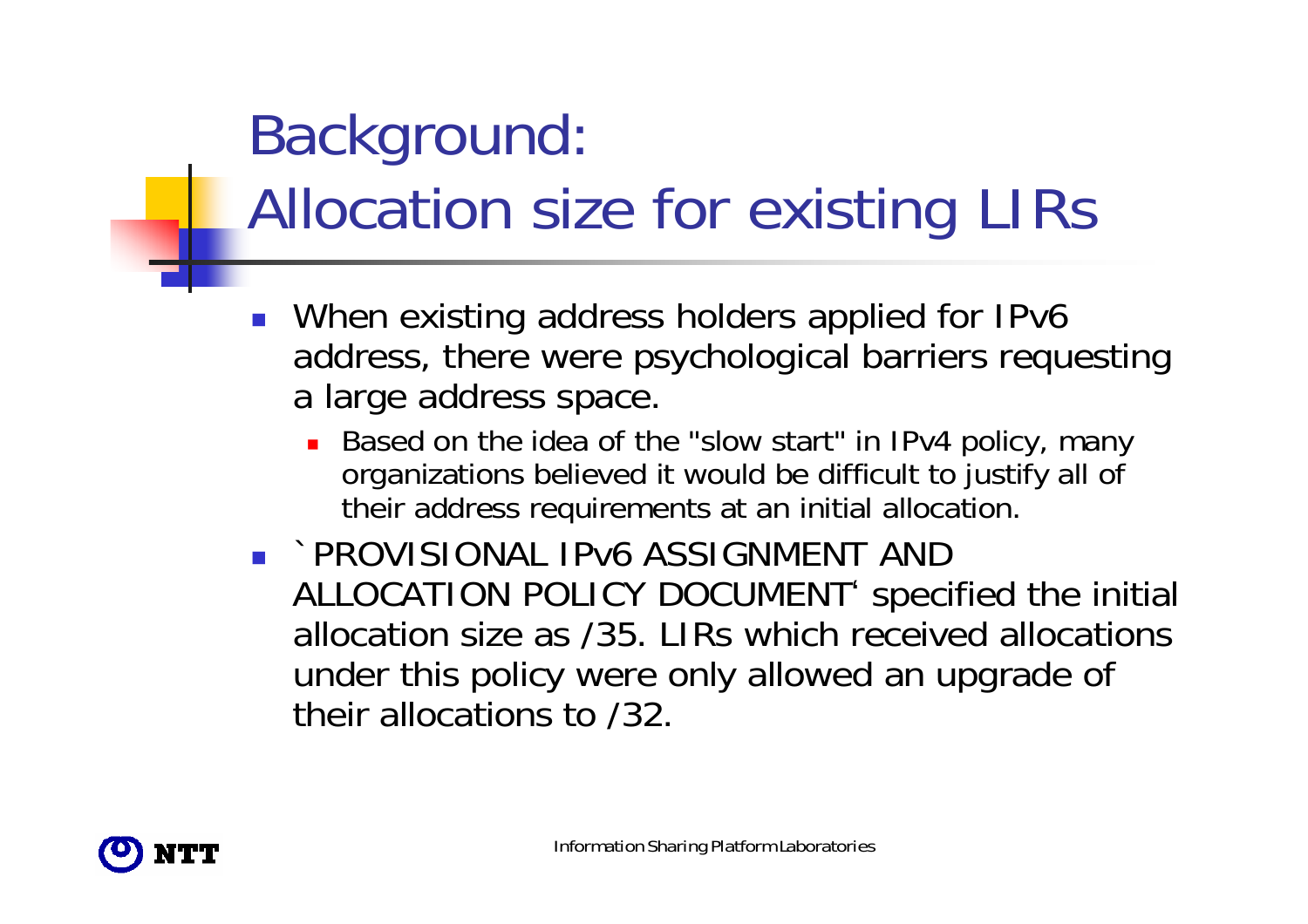# Background:
# Allocation size for existing LIRs

- When existing address holders applied for IPv6 address, there were psychological barriers requesting a large address space.
  - Based on the idea of the "slow start" in IPv4 policy, many organizations believed it would be difficult to justify all of their address requirements at an initial allocation.
- `PROVISIONAL IPv6 ASSIGNMENT AND ALLOCATION POLICY DOCUMENT' specified the initial allocation size as /35. LIRs which received allocations under this policy were only allowed an upgrade of their allocations to /32.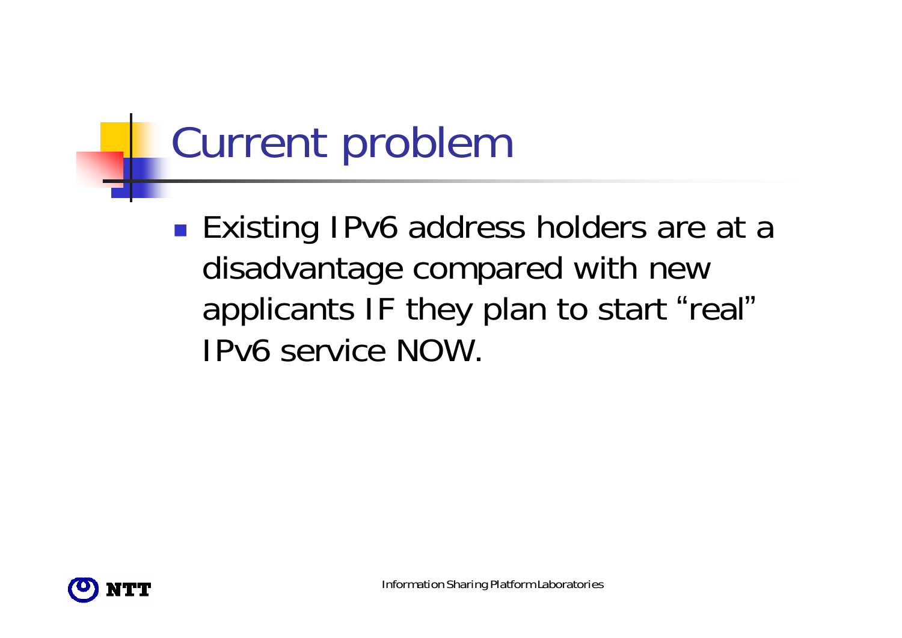# Current problem

- Existing IPv6 address holders are at a disadvantage compared with new applicants IF they plan to start “real” IPv6 service NOW.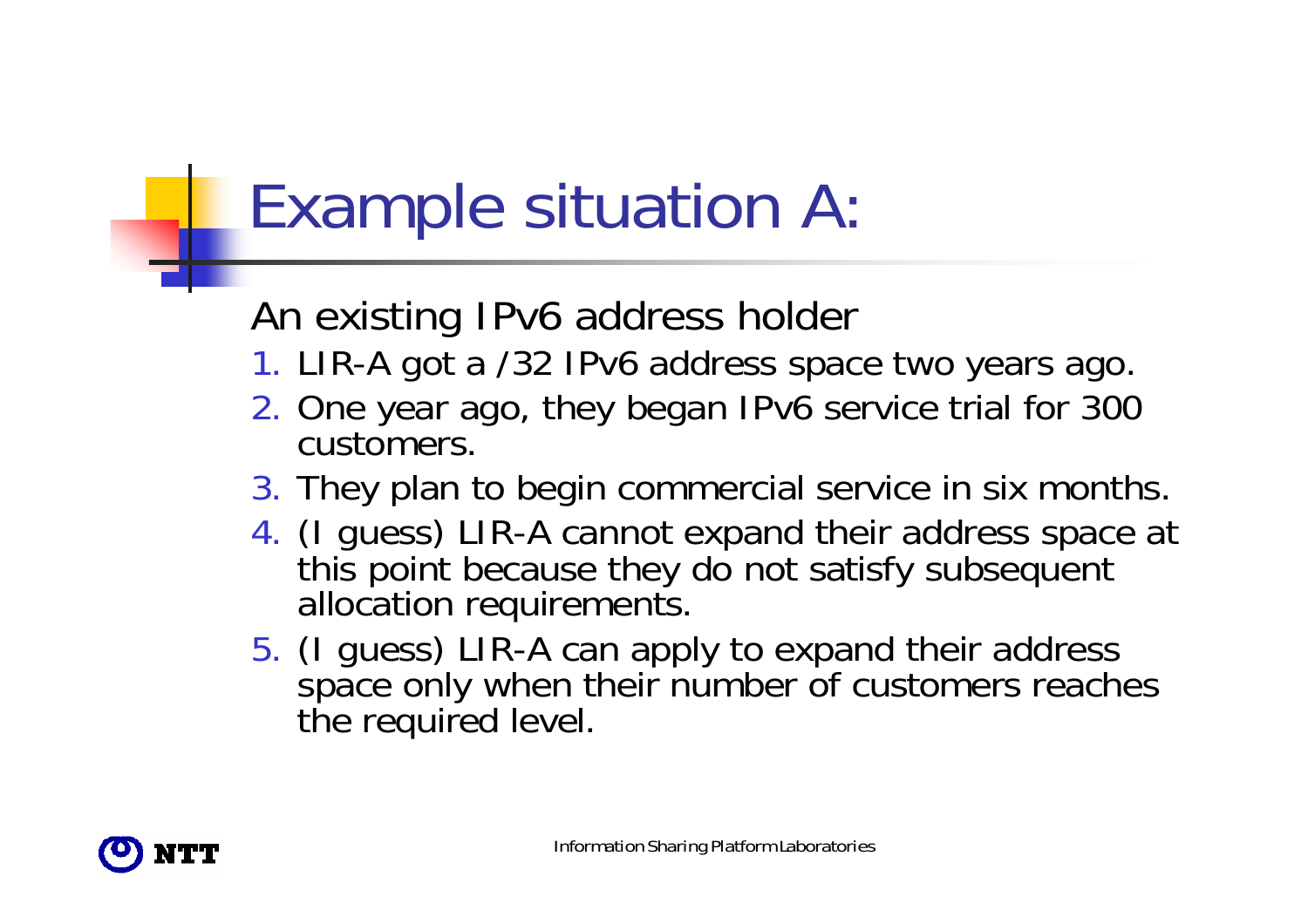# Example situation A:

An existing IPv6 address holder

1. LIR-A got a /32 IPv6 address space two years ago.
2. One year ago, they began IPv6 service trial for 300 customers.
3. They plan to begin commercial service in six months.
4. (I guess) LIR-A cannot expand their address space at this point because they do not satisfy subsequent allocation requirements.
5. (I guess) LIR-A can apply to expand their address space only when their number of customers reaches the required level.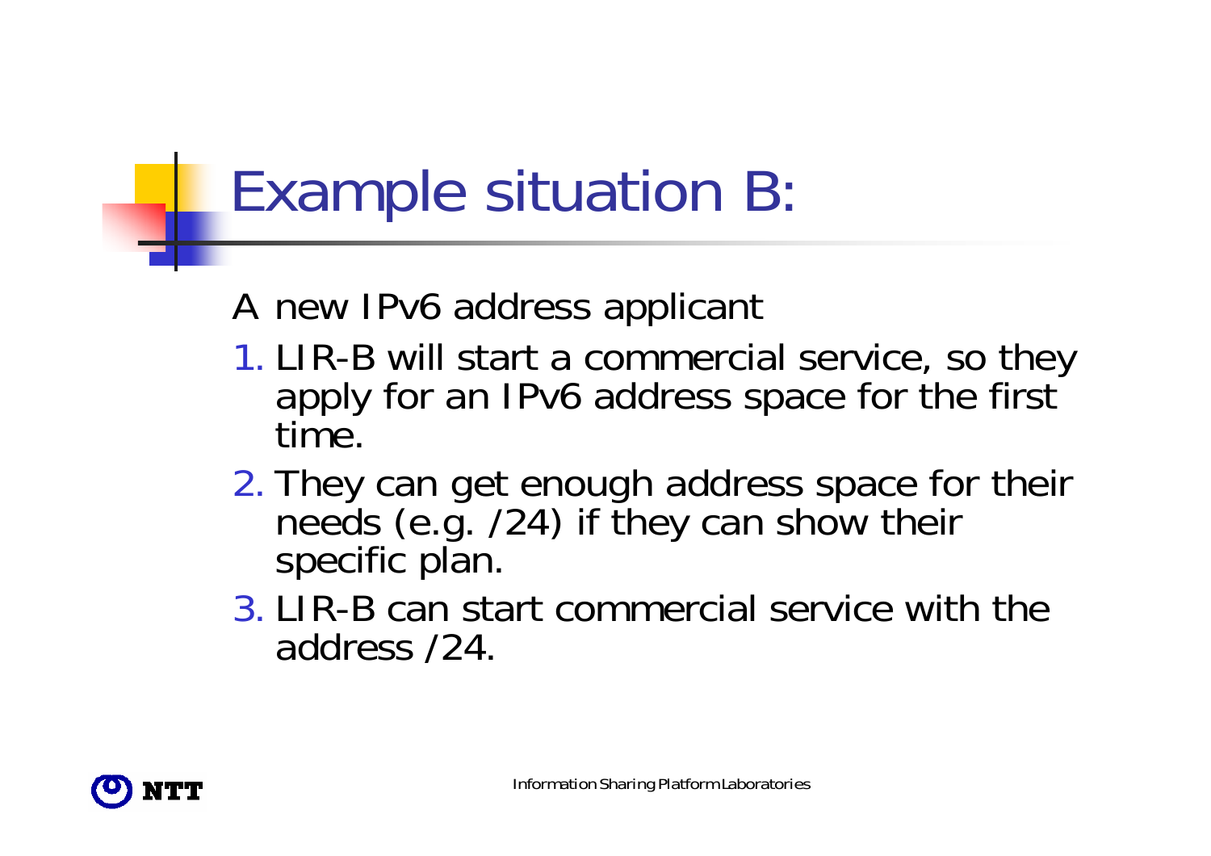# Example situation B:

A new IPv6 address applicant

1. LIR-B will start a commercial service, so they apply for an IPv6 address space for the first time.
2. They can get enough address space for their needs (e.g. /24) if they can show their specific plan.
3. LIR-B can start commercial service with the address /24.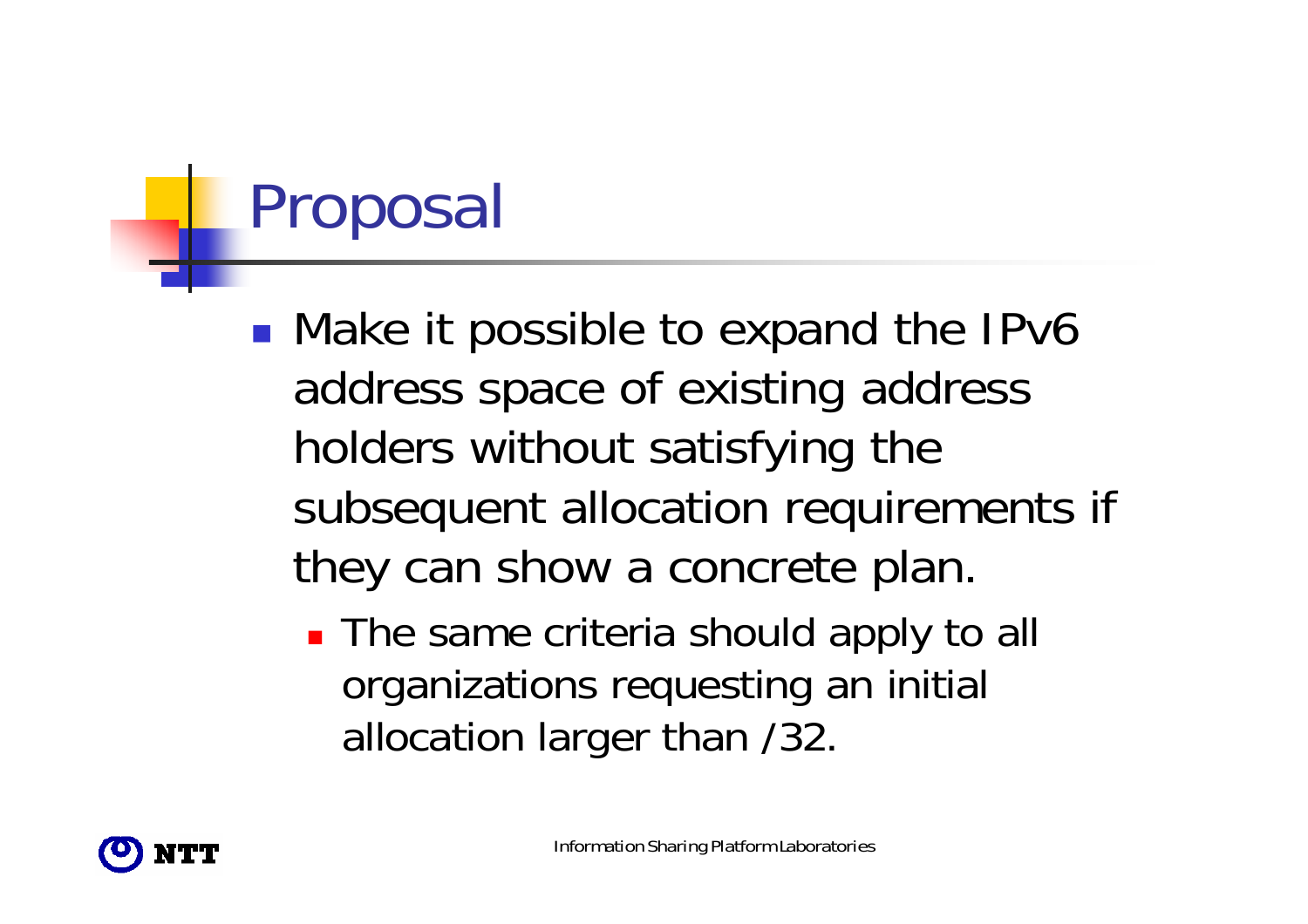# Proposal

- Make it possible to expand the IPv6 address space of existing address holders without satisfying the subsequent allocation requirements if they can show a concrete plan.
  - The same criteria should apply to all organizations requesting an initial allocation larger than /32.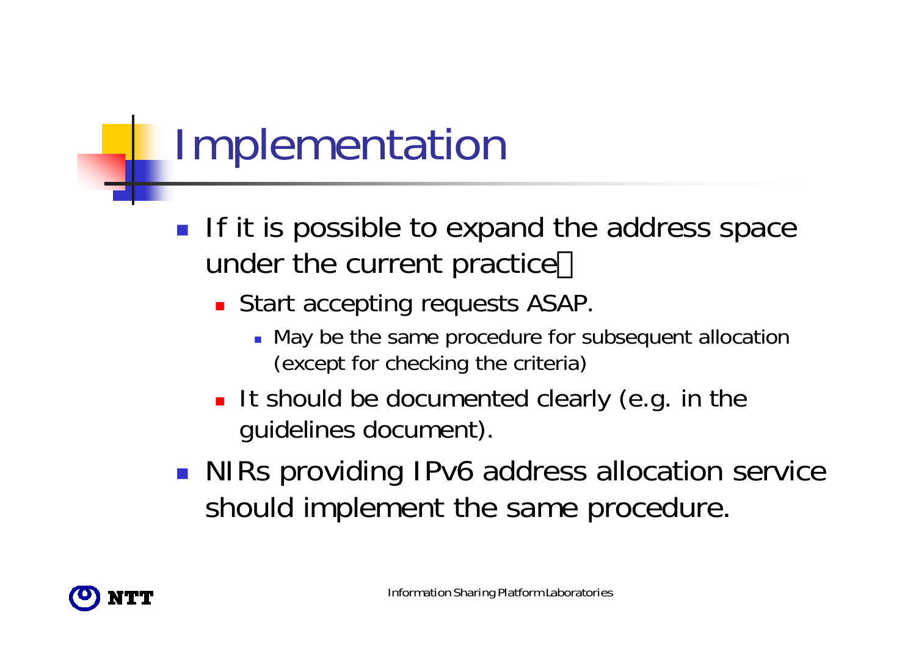# Implementation

- If it is possible to expand the address space under the current practice：
  - Start accepting requests ASAP.
    - May be the same procedure for subsequent allocation (except for checking the criteria)
  - It should be documented clearly (e.g. in the guidelines document).
- NIRs providing IPv6 address allocation service should implement the same procedure.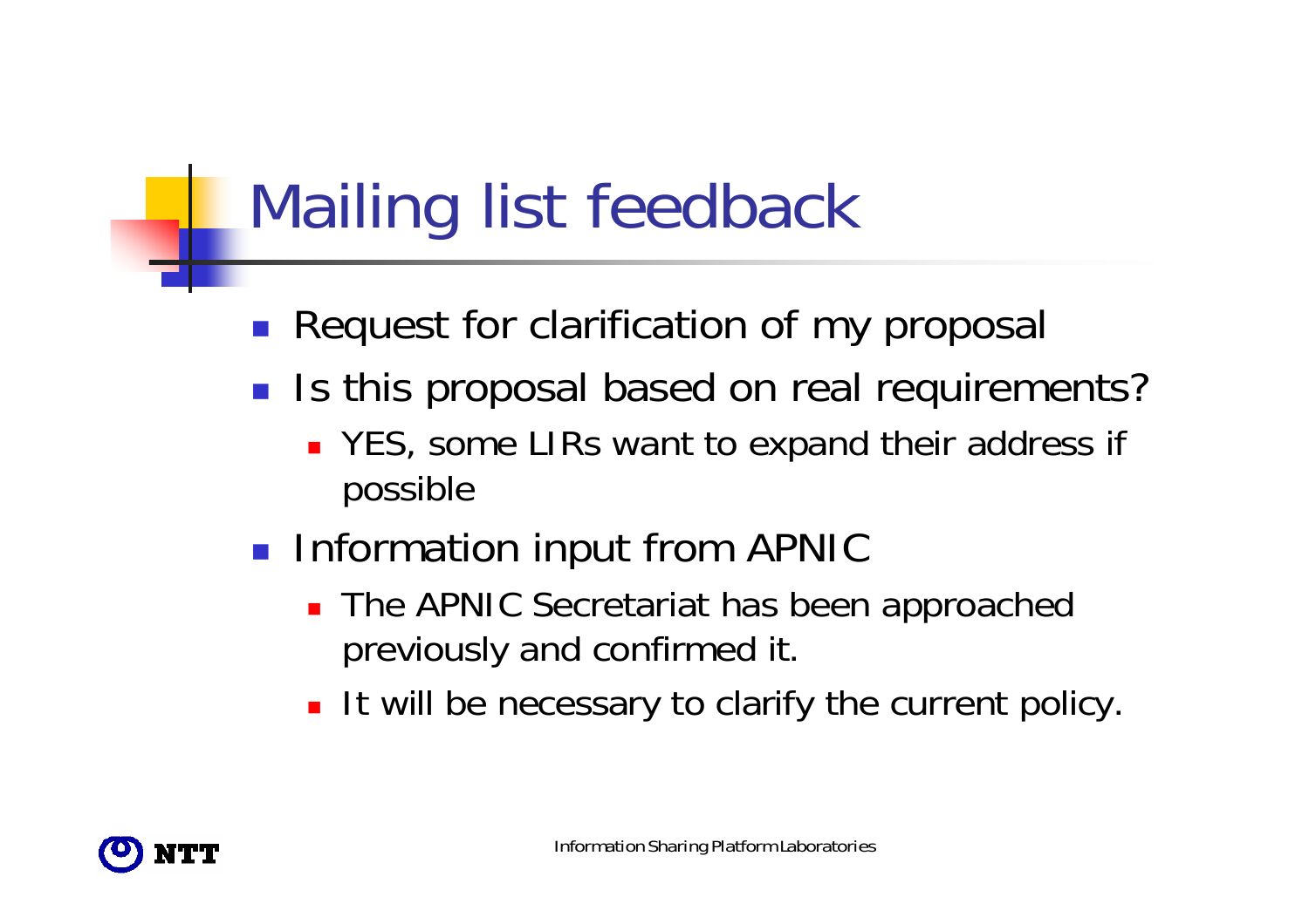# Mailing list feedback

- Request for clarification of my proposal
- Is this proposal based on real requirements?
  - YES, some LIRs want to expand their address if possible
- Information input from APNIC
  - The APNIC Secretariat has been approached previously and confirmed it.
  - It will be necessary to clarify the current policy.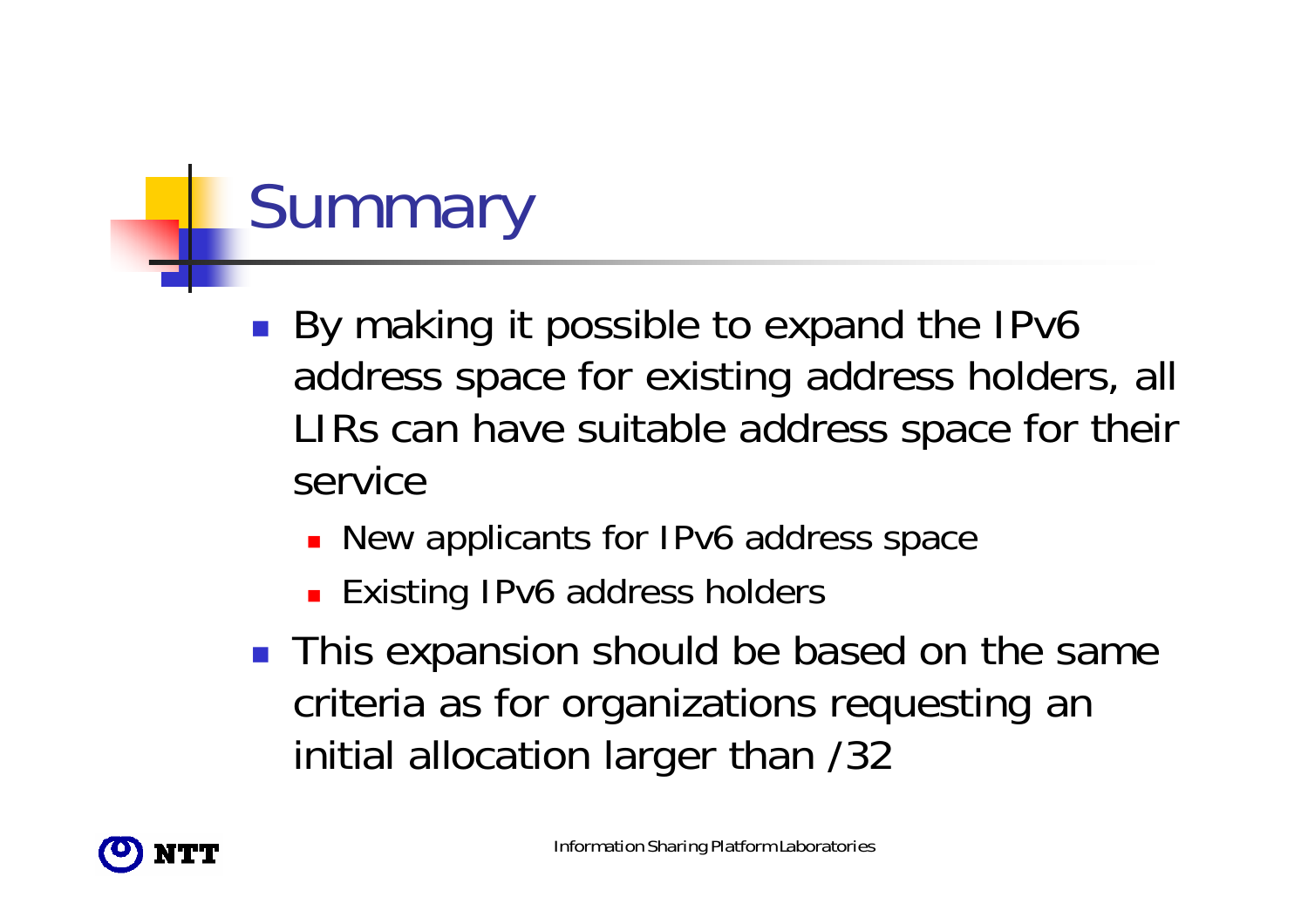# Summary

- By making it possible to expand the IPv6 address space for existing address holders, all LIRs can have suitable address space for their service
  - New applicants for IPv6 address space
  - Existing IPv6 address holders
- This expansion should be based on the same criteria as for organizations requesting an initial allocation larger than /32